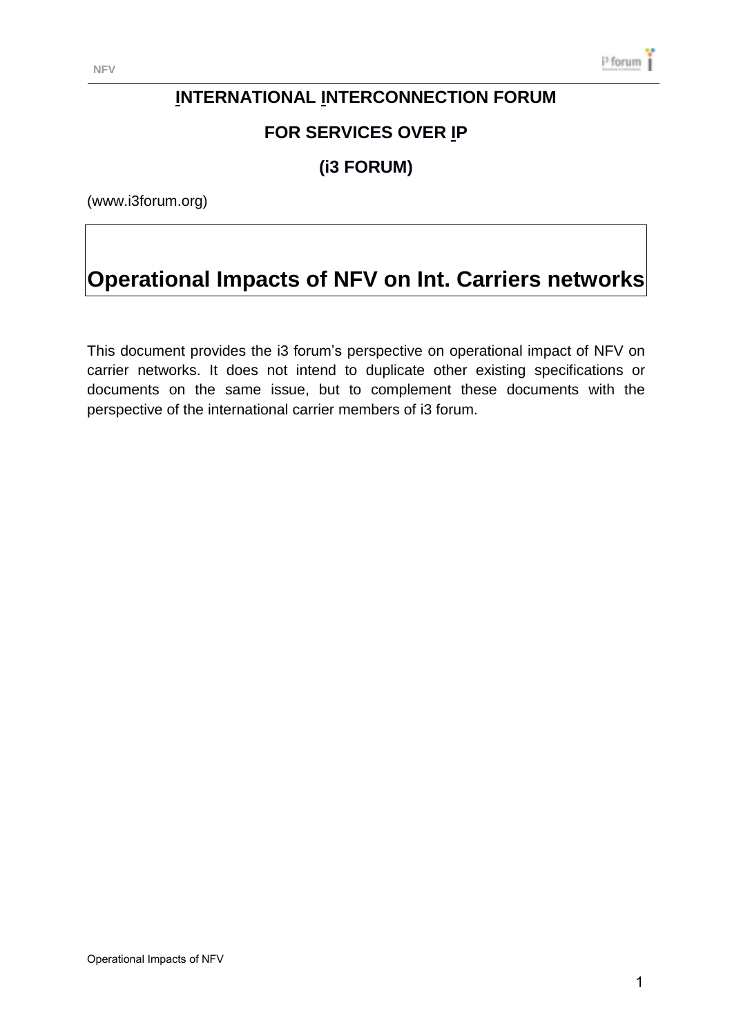**INTERNATIONAL INTERCONNECTION FORUM**

**FOR SERVICES OVER IP**

**(i3 FORUM)**

(www.i3forum.org)

# Operational Impacts of NFV on Int. Carriers networks

This document provides the i3 forum's perspective on operational impact of NFV on carrier networks. It does not intend to duplicate other existing specifications or documents on the same issue, but to complement these documents with the perspective of the international carrier members of i3 forum.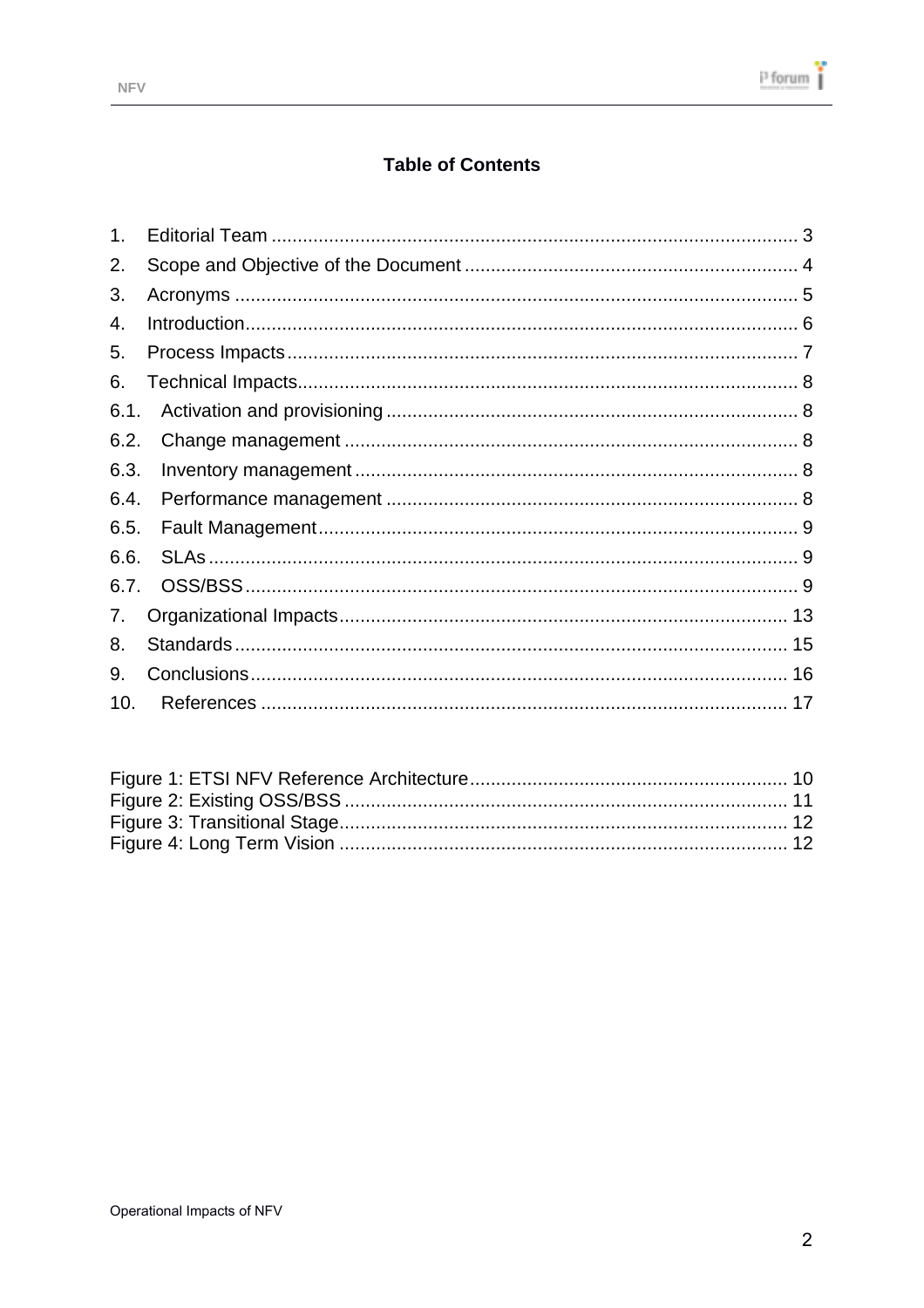# Table of Contents

1. Editorial Team ........................................................................................................ 3
2. Scope and Objective of the Document ................................................................ 4
3. Acronyms ............................................................................................................ 5
4. Introduction.......................................................................................................... 6
5. Process Impacts ................................................................................................... 7
6. Technical Impacts................................................................................................ 8

6.1. Activation and provisioning ............................................................................ 8

6.2. Change management .................................................................................... 8

6.3. Inventory management .................................................................................. 8

6.4. Performance management ............................................................................ 8

6.5. Fault Management.......................................................................................... 9

6.6. SLAs ............................................................................................................... 9

6.7. OSS/BSS ....................................................................................................... 9

7. Organizational Impacts....................................................................................... 13
8. Standards ........................................................................................................... 15
9. Conclusions ....................................................................................................... 16
10. References ......................................................................................................... 17

Figure 1: ETSI NFV Reference Architecture............................................................. 10
Figure 2: Existing OSS/BSS ...................................................................................... 11
Figure 3: Transitional Stage....................................................................................... 12
Figure 4: Long Term Vision ........................................................................................ 12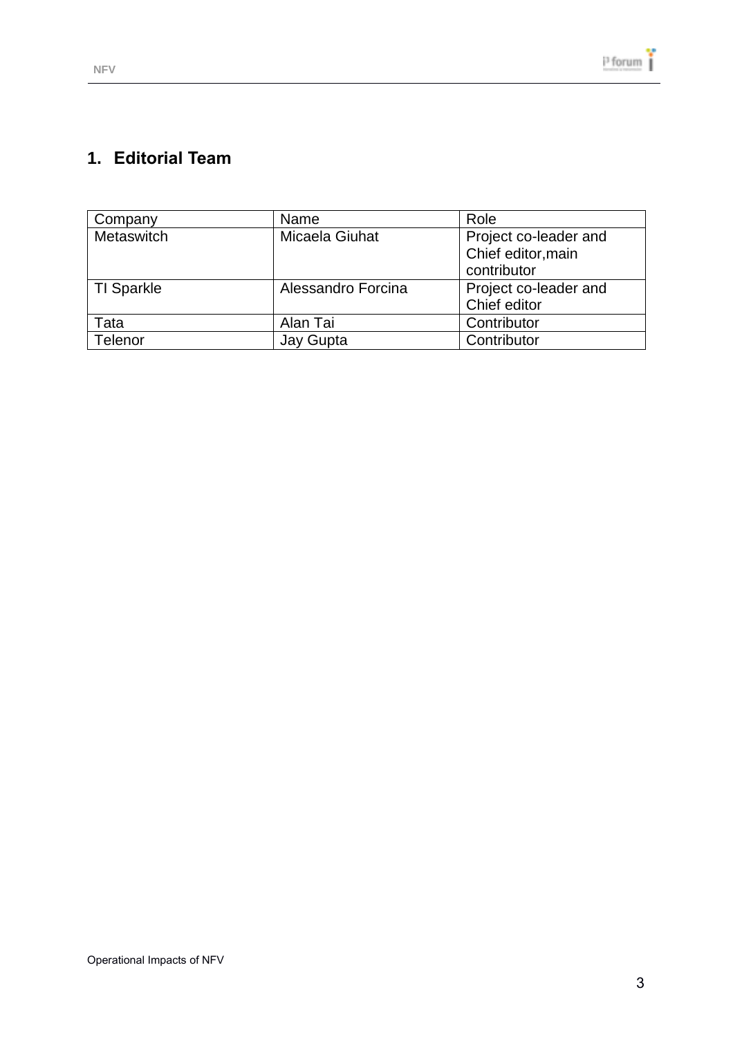# 1. Editorial Team

| Company | Name | Role |
|---|---|---|
| Metaswitch | Micaela Giuhat | Project co-leader and Chief editor,main contributor |
| TI Sparkle | Alessandro Forcina | Project co-leader and Chief editor |
| Tata | Alan Tai | Contributor |
| Telenor | Jay Gupta | Contributor |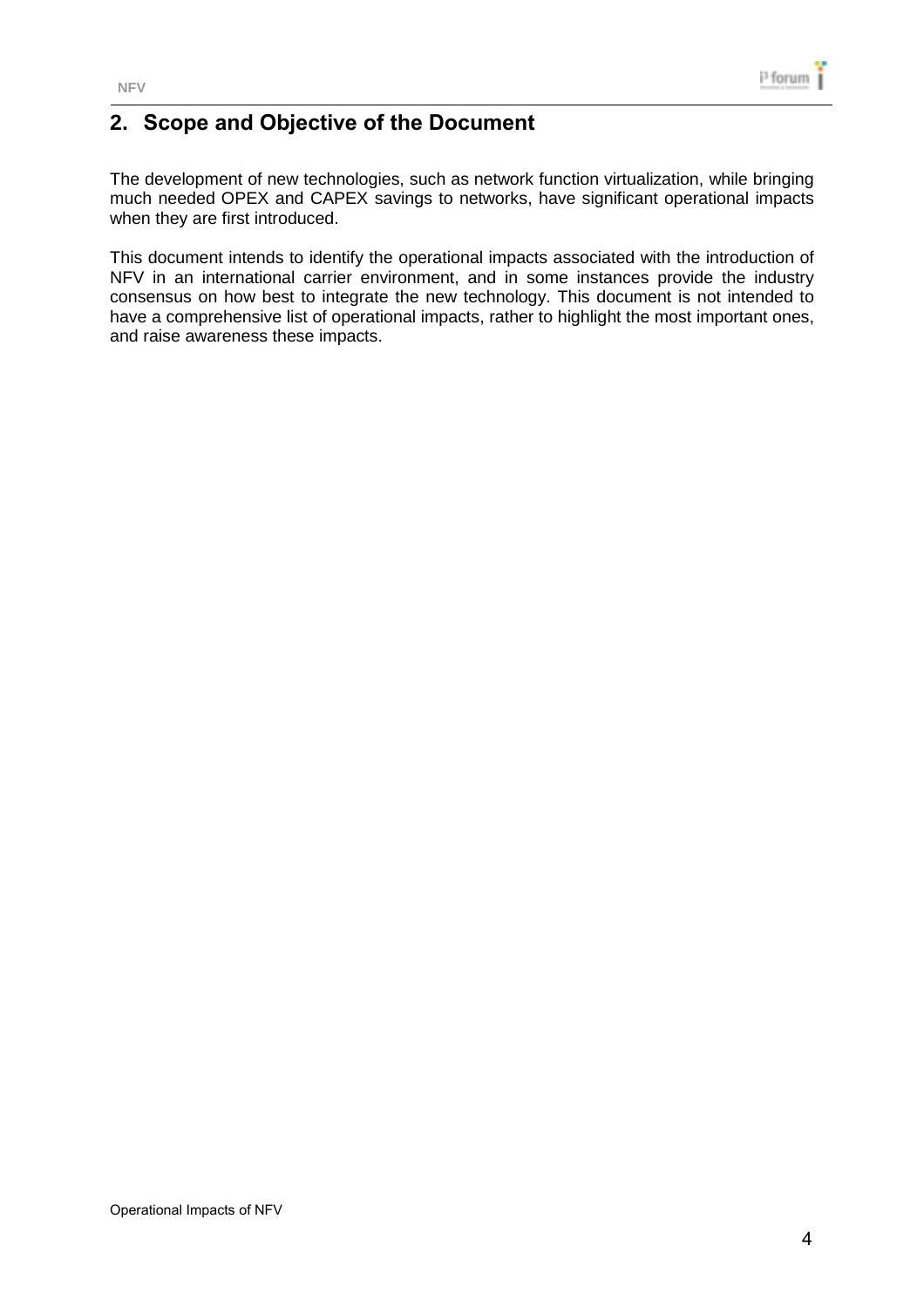## 2. Scope and Objective of the Document

The development of new technologies, such as network function virtualization, while bringing much needed OPEX and CAPEX savings to networks, have significant operational impacts when they are first introduced.

This document intends to identify the operational impacts associated with the introduction of NFV in an international carrier environment, and in some instances provide the industry consensus on how best to integrate the new technology. This document is not intended to have a comprehensive list of operational impacts, rather to highlight the most important ones, and raise awareness these impacts.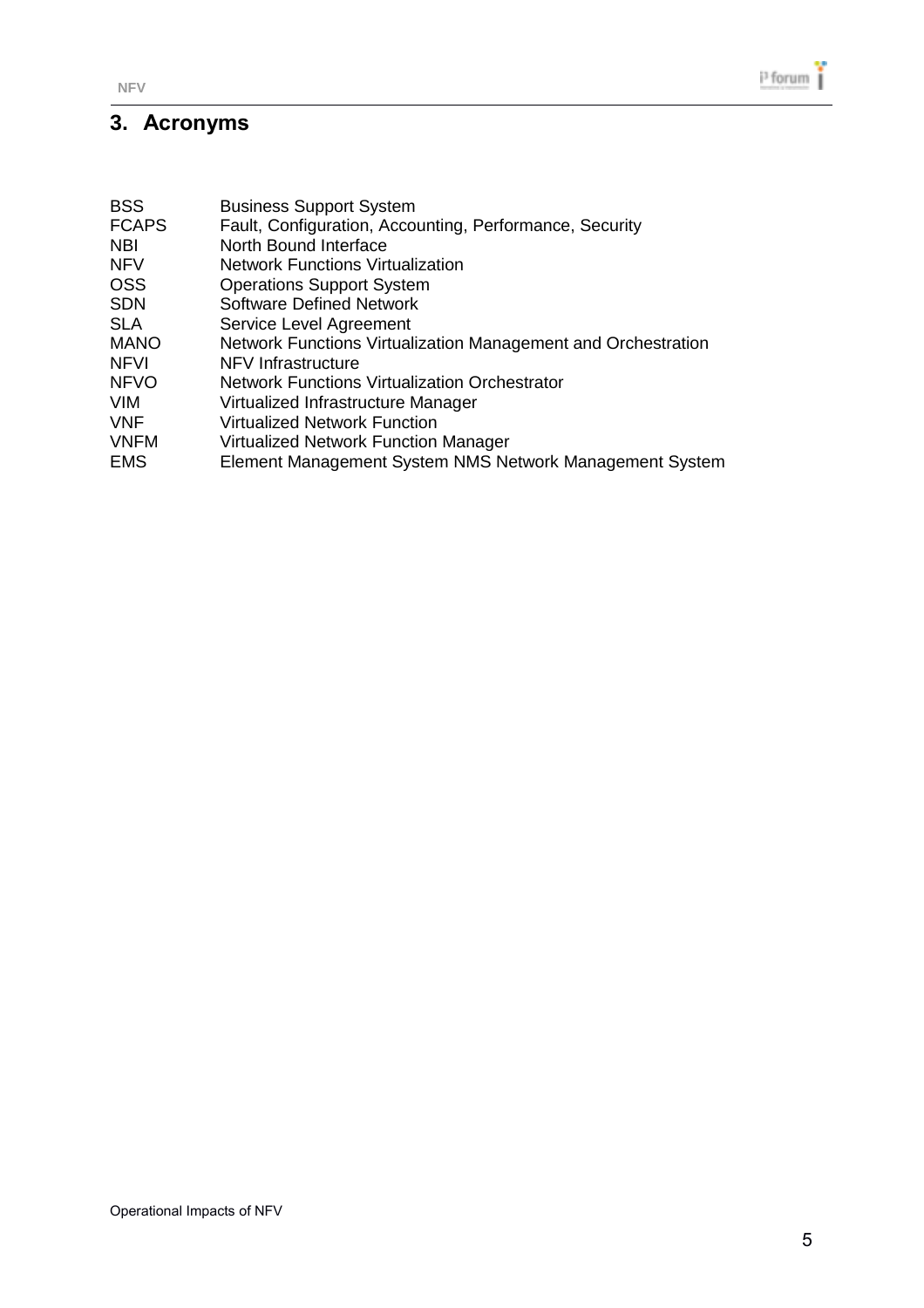## 3. Acronyms

| | |
|---|---|
| BSS | Business Support System |
| FCAPS | Fault, Configuration, Accounting, Performance, Security |
| NBI | North Bound Interface |
| NFV | Network Functions Virtualization |
| OSS | Operations Support System |
| SDN | Software Defined Network |
| SLA | Service Level Agreement |
| MANO | Network Functions Virtualization Management and Orchestration |
| NFVI | NFV Infrastructure |
| NFVO | Network Functions Virtualization Orchestrator |
| VIM | Virtualized Infrastructure Manager |
| VNF | Virtualized Network Function |
| VNFM | Virtualized Network Function Manager |
| EMS | Element Management System NMS Network Management System |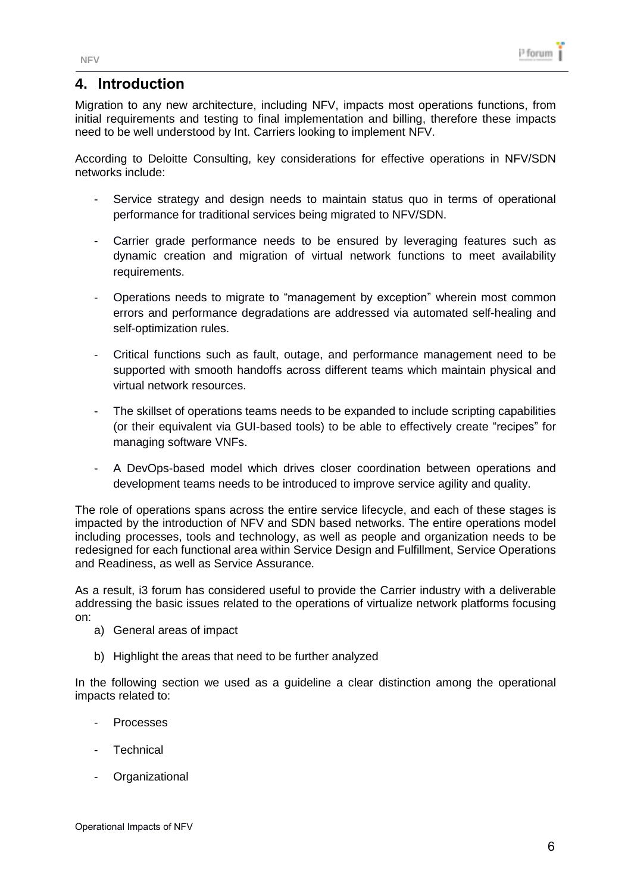# 4. Introduction

Migration to any new architecture, including NFV, impacts most operations functions, from initial requirements and testing to final implementation and billing, therefore these impacts need to be well understood by Int. Carriers looking to implement NFV.

According to Deloitte Consulting, key considerations for effective operations in NFV/SDN networks include:

- Service strategy and design needs to maintain status quo in terms of operational performance for traditional services being migrated to NFV/SDN.
- Carrier grade performance needs to be ensured by leveraging features such as dynamic creation and migration of virtual network functions to meet availability requirements.
- Operations needs to migrate to "management by exception" wherein most common errors and performance degradations are addressed via automated self-healing and self-optimization rules.
- Critical functions such as fault, outage, and performance management need to be supported with smooth handoffs across different teams which maintain physical and virtual network resources.
- The skillset of operations teams needs to be expanded to include scripting capabilities (or their equivalent via GUI-based tools) to be able to effectively create "recipes" for managing software VNFs.
- A DevOps-based model which drives closer coordination between operations and development teams needs to be introduced to improve service agility and quality.

The role of operations spans across the entire service lifecycle, and each of these stages is impacted by the introduction of NFV and SDN based networks. The entire operations model including processes, tools and technology, as well as people and organization needs to be redesigned for each functional area within Service Design and Fulfillment, Service Operations and Readiness, as well as Service Assurance.

As a result, i3 forum has considered useful to provide the Carrier industry with a deliverable addressing the basic issues related to the operations of virtualize network platforms focusing on:

a) General areas of impact
b) Highlight the areas that need to be further analyzed

In the following section we used as a guideline a clear distinction among the operational impacts related to:

- Processes
- Technical
- Organizational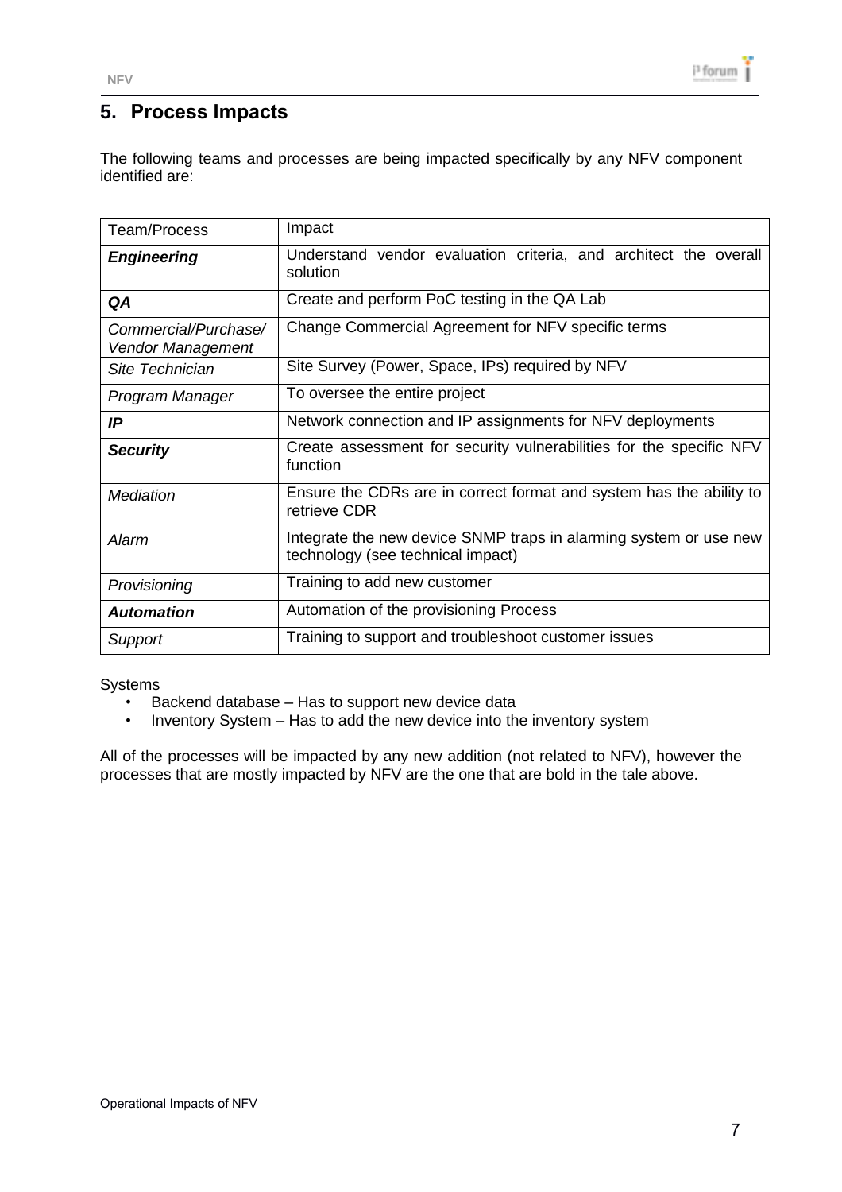## 5. Process Impacts

The following teams and processes are being impacted specifically by any NFV component identified are:

| Team/Process | Impact |
|---|---|
| ***Engineering*** | Understand vendor evaluation criteria, and architect the overall solution |
| ***QA*** | Create and perform PoC testing in the QA Lab |
| *Commercial/Purchase/ Vendor Management* | Change Commercial Agreement for NFV specific terms |
| *Site Technician* | Site Survey (Power, Space, IPs) required by NFV |
| *Program Manager* | To oversee the entire project |
| ***IP*** | Network connection and IP assignments for NFV deployments |
| ***Security*** | Create assessment for security vulnerabilities for the specific NFV function |
| *Mediation* | Ensure the CDRs are in correct format and system has the ability to retrieve CDR |
| *Alarm* | Integrate the new device SNMP traps in alarming system or use new technology (see technical impact) |
| *Provisioning* | Training to add new customer |
| ***Automation*** | Automation of the provisioning Process |
| *Support* | Training to support and troubleshoot customer issues |

Systems

- Backend database – Has to support new device data
- Inventory System – Has to add the new device into the inventory system

All of the processes will be impacted by any new addition (not related to NFV), however the processes that are mostly impacted by NFV are the one that are bold in the tale above.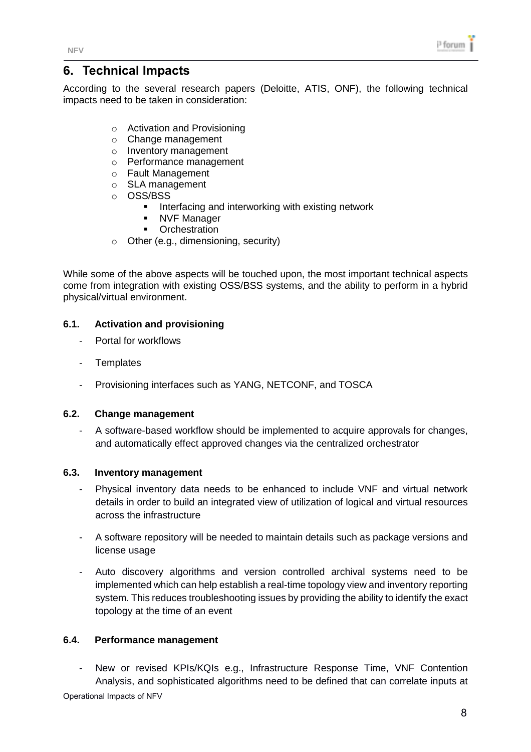# 6. Technical Impacts

According to the several research papers (Deloitte, ATIS, ONF), the following technical impacts need to be taken in consideration:

- Activation and Provisioning
- Change management
- Inventory management
- Performance management
- Fault Management
- SLA management
- OSS/BSS
  - Interfacing and interworking with existing network
  - NVF Manager
  - Orchestration
- Other (e.g., dimensioning, security)

While some of the above aspects will be touched upon, the most important technical aspects come from integration with existing OSS/BSS systems, and the ability to perform in a hybrid physical/virtual environment.

## 6.1. Activation and provisioning

- Portal for workflows
- Templates
- Provisioning interfaces such as YANG, NETCONF, and TOSCA

## 6.2. Change management

- A software-based workflow should be implemented to acquire approvals for changes, and automatically effect approved changes via the centralized orchestrator

## 6.3. Inventory management

- Physical inventory data needs to be enhanced to include VNF and virtual network details in order to build an integrated view of utilization of logical and virtual resources across the infrastructure
- A software repository will be needed to maintain details such as package versions and license usage
- Auto discovery algorithms and version controlled archival systems need to be implemented which can help establish a real-time topology view and inventory reporting system. This reduces troubleshooting issues by providing the ability to identify the exact topology at the time of an event

## 6.4. Performance management

- New or revised KPIs/KQIs e.g., Infrastructure Response Time, VNF Contention Analysis, and sophisticated algorithms need to be defined that can correlate inputs at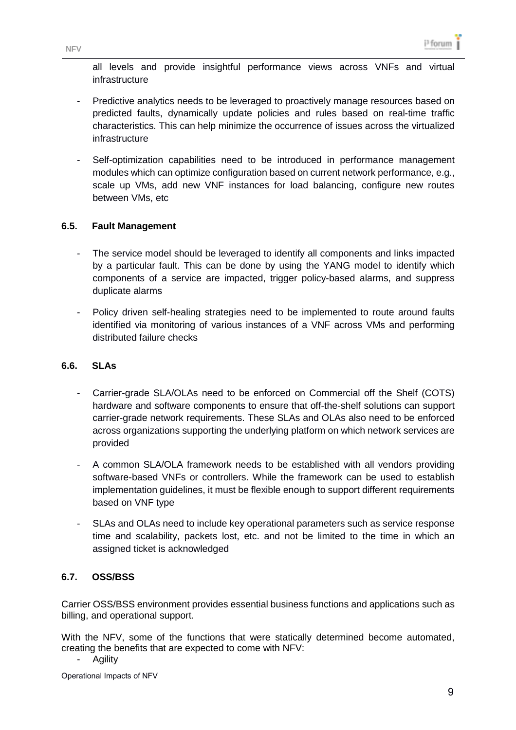all levels and provide insightful performance views across VNFs and virtual infrastructure

- Predictive analytics needs to be leveraged to proactively manage resources based on predicted faults, dynamically update policies and rules based on real-time traffic characteristics. This can help minimize the occurrence of issues across the virtualized infrastructure
- Self-optimization capabilities need to be introduced in performance management modules which can optimize configuration based on current network performance, e.g., scale up VMs, add new VNF instances for load balancing, configure new routes between VMs, etc

### 6.5. Fault Management

- The service model should be leveraged to identify all components and links impacted by a particular fault. This can be done by using the YANG model to identify which components of a service are impacted, trigger policy-based alarms, and suppress duplicate alarms
- Policy driven self-healing strategies need to be implemented to route around faults identified via monitoring of various instances of a VNF across VMs and performing distributed failure checks

### 6.6. SLAs

- Carrier-grade SLA/OLAs need to be enforced on Commercial off the Shelf (COTS) hardware and software components to ensure that off-the-shelf solutions can support carrier-grade network requirements. These SLAs and OLAs also need to be enforced across organizations supporting the underlying platform on which network services are provided
- A common SLA/OLA framework needs to be established with all vendors providing software-based VNFs or controllers. While the framework can be used to establish implementation guidelines, it must be flexible enough to support different requirements based on VNF type
- SLAs and OLAs need to include key operational parameters such as service response time and scalability, packets lost, etc. and not be limited to the time in which an assigned ticket is acknowledged

### 6.7. OSS/BSS

Carrier OSS/BSS environment provides essential business functions and applications such as billing, and operational support.

With the NFV, some of the functions that were statically determined become automated, creating the benefits that are expected to come with NFV:

- Agility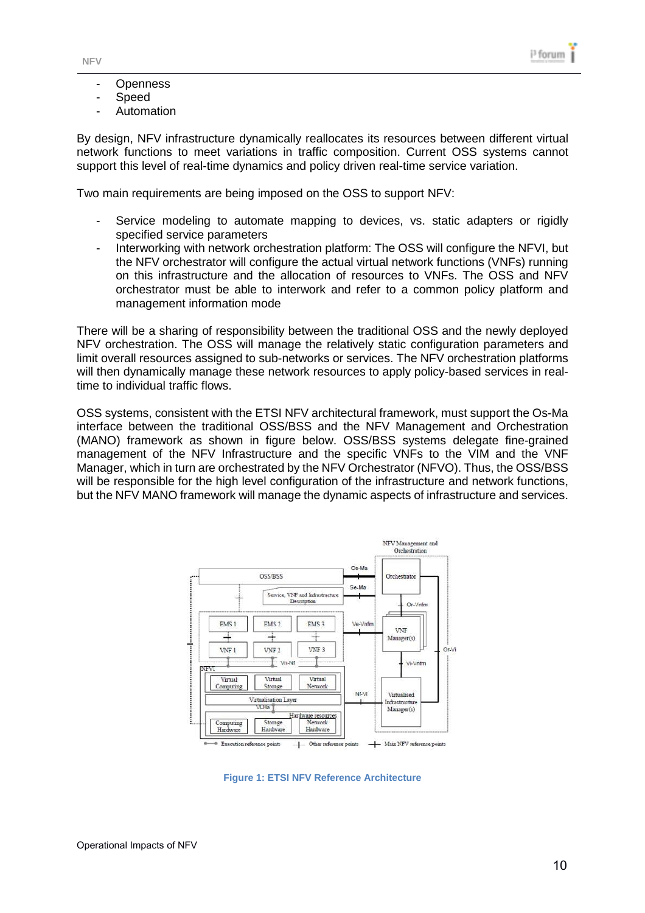- Openness
- Speed
- Automation

By design, NFV infrastructure dynamically reallocates its resources between different virtual network functions to meet variations in traffic composition. Current OSS systems cannot support this level of real-time dynamics and policy driven real-time service variation.

Two main requirements are being imposed on the OSS to support NFV:

- Service modeling to automate mapping to devices, vs. static adapters or rigidly specified service parameters
- Interworking with network orchestration platform: The OSS will configure the NFVI, but the NFV orchestrator will configure the actual virtual network functions (VNFs) running on this infrastructure and the allocation of resources to VNFs. The OSS and NFV orchestrator must be able to interwork and refer to a common policy platform and management information mode

There will be a sharing of responsibility between the traditional OSS and the newly deployed NFV orchestration. The OSS will manage the relatively static configuration parameters and limit overall resources assigned to sub-networks or services. The NFV orchestration platforms will then dynamically manage these network resources to apply policy-based services in real-time to individual traffic flows.

OSS systems, consistent with the ETSI NFV architectural framework, must support the Os-Ma interface between the traditional OSS/BSS and the NFV Management and Orchestration (MANO) framework as shown in figure below. OSS/BSS systems delegate fine-grained management of the NFV Infrastructure and the specific VNFs to the VIM and the VNF Manager, which in turn are orchestrated by the NFV Orchestrator (NFVO). Thus, the OSS/BSS will be responsible for the high level configuration of the infrastructure and network functions, but the NFV MANO framework will manage the dynamic aspects of infrastructure and services.

**Figure 1: ETSI NFV Reference Architecture**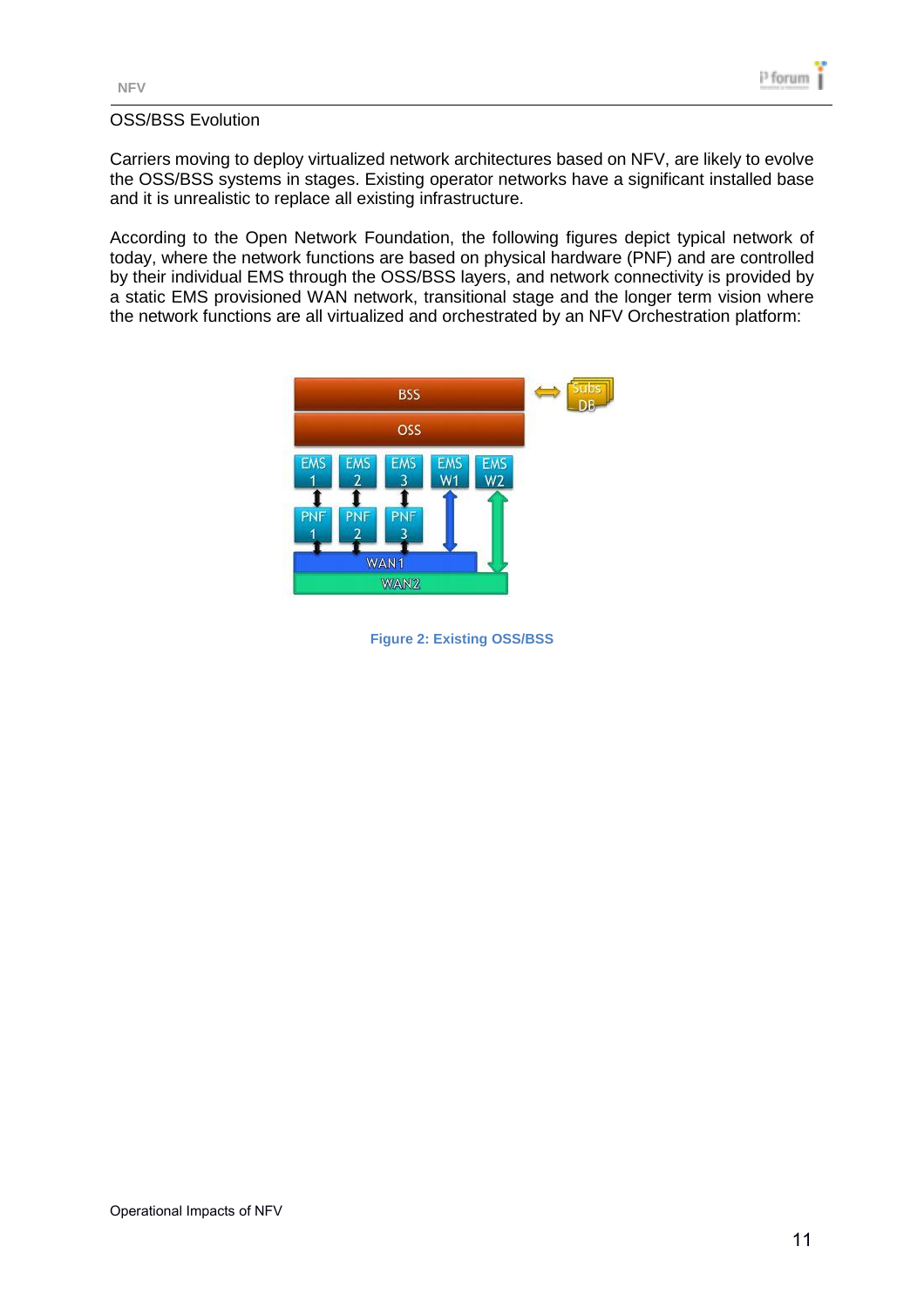OSS/BSS Evolution

Carriers moving to deploy virtualized network architectures based on NFV, are likely to evolve the OSS/BSS systems in stages. Existing operator networks have a significant installed base and it is unrealistic to replace all existing infrastructure.

According to the Open Network Foundation, the following figures depict typical network of today, where the network functions are based on physical hardware (PNF) and are controlled by their individual EMS through the OSS/BSS layers, and network connectivity is provided by a static EMS provisioned WAN network, transitional stage and the longer term vision where the network functions are all virtualized and orchestrated by an NFV Orchestration platform:

Figure 2: Existing OSS/BSS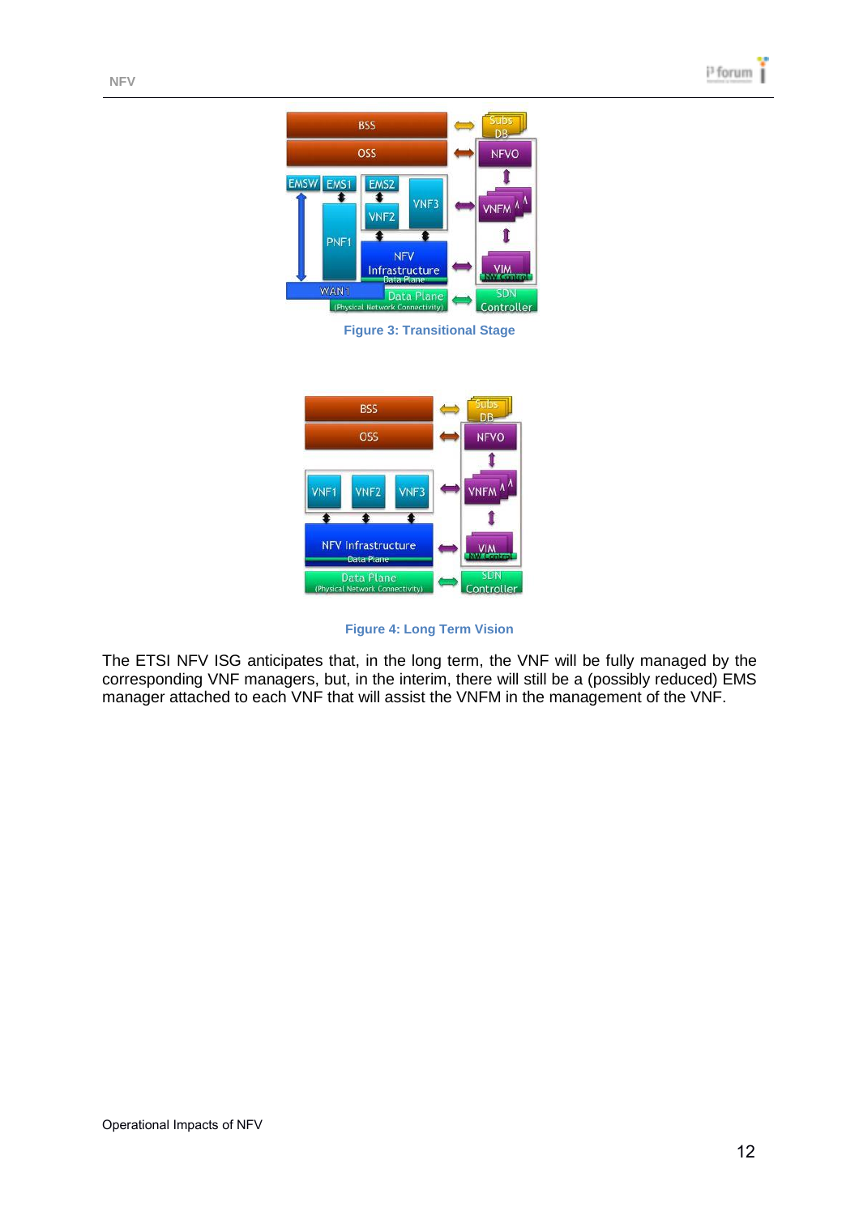Figure 3: Transitional Stage

Figure 4: Long Term Vision

The ETSI NFV ISG anticipates that, in the long term, the VNF will be fully managed by the corresponding VNF managers, but, in the interim, there will still be a (possibly reduced) EMS manager attached to each VNF that will assist the VNFM in the management of the VNF.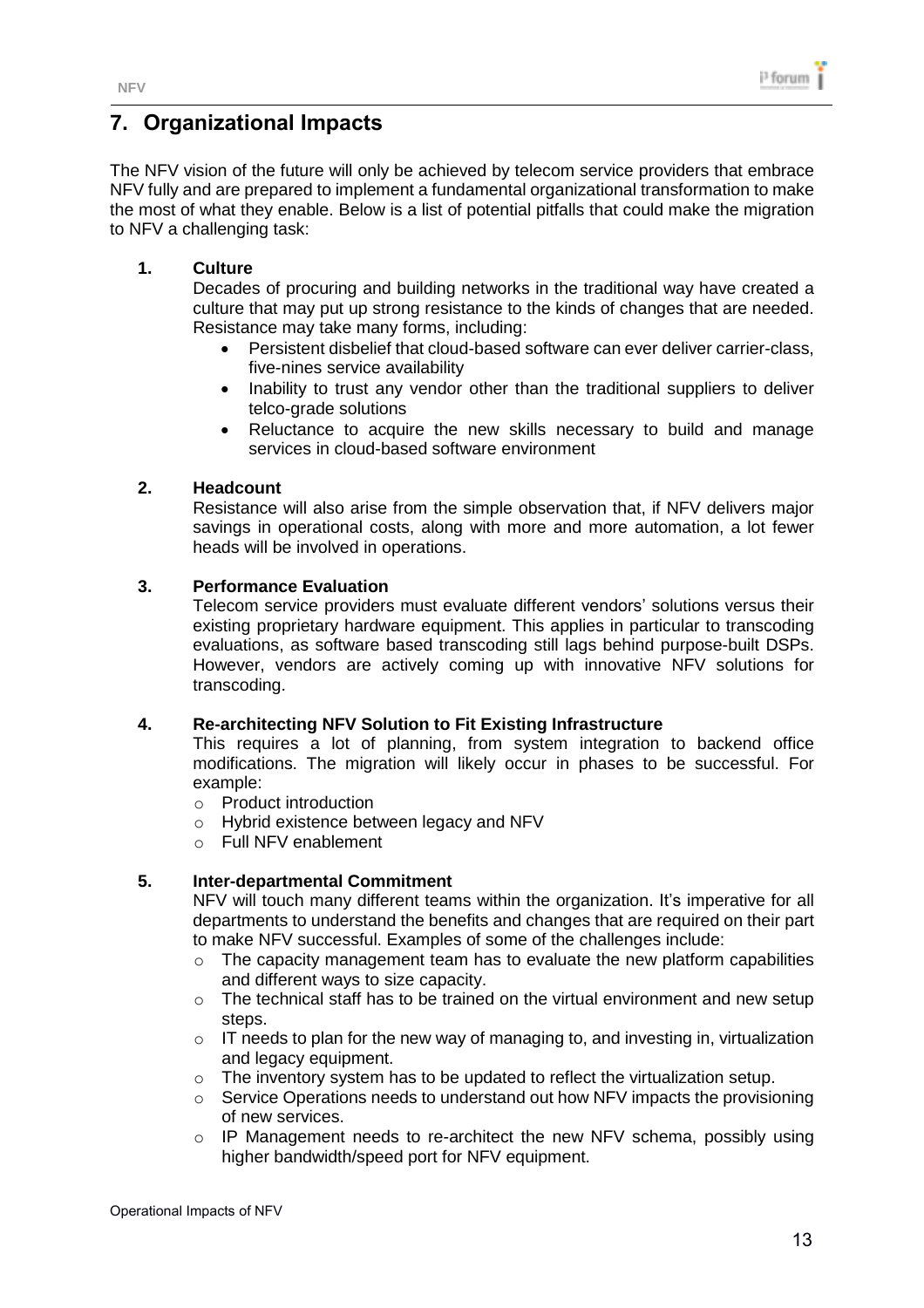# 7. Organizational Impacts

The NFV vision of the future will only be achieved by telecom service providers that embrace NFV fully and are prepared to implement a fundamental organizational transformation to make the most of what they enable. Below is a list of potential pitfalls that could make the migration to NFV a challenging task:

1. **Culture**

   Decades of procuring and building networks in the traditional way have created a culture that may put up strong resistance to the kinds of changes that are needed. Resistance may take many forms, including:

   - Persistent disbelief that cloud-based software can ever deliver carrier-class, five-nines service availability
   - Inability to trust any vendor other than the traditional suppliers to deliver telco-grade solutions
   - Reluctance to acquire the new skills necessary to build and manage services in cloud-based software environment

2. **Headcount**

   Resistance will also arise from the simple observation that, if NFV delivers major savings in operational costs, along with more and more automation, a lot fewer heads will be involved in operations.

3. **Performance Evaluation**

   Telecom service providers must evaluate different vendors' solutions versus their existing proprietary hardware equipment. This applies in particular to transcoding evaluations, as software based transcoding still lags behind purpose-built DSPs. However, vendors are actively coming up with innovative NFV solutions for transcoding.

4. **Re-architecting NFV Solution to Fit Existing Infrastructure**

   This requires a lot of planning, from system integration to backend office modifications. The migration will likely occur in phases to be successful. For example:

   - Product introduction
   - Hybrid existence between legacy and NFV
   - Full NFV enablement

5. **Inter-departmental Commitment**

   NFV will touch many different teams within the organization. It's imperative for all departments to understand the benefits and changes that are required on their part to make NFV successful. Examples of some of the challenges include:

   - The capacity management team has to evaluate the new platform capabilities and different ways to size capacity.
   - The technical staff has to be trained on the virtual environment and new setup steps.
   - IT needs to plan for the new way of managing to, and investing in, virtualization and legacy equipment.
   - The inventory system has to be updated to reflect the virtualization setup.
   - Service Operations needs to understand out how NFV impacts the provisioning of new services.
   - IP Management needs to re-architect the new NFV schema, possibly using higher bandwidth/speed port for NFV equipment.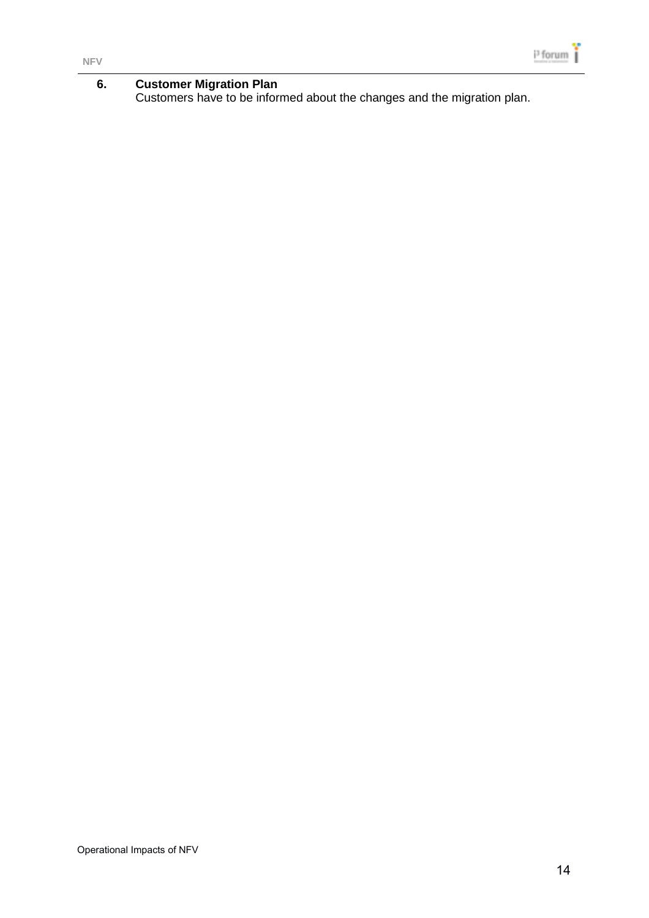## 6. Customer Migration Plan

Customers have to be informed about the changes and the migration plan.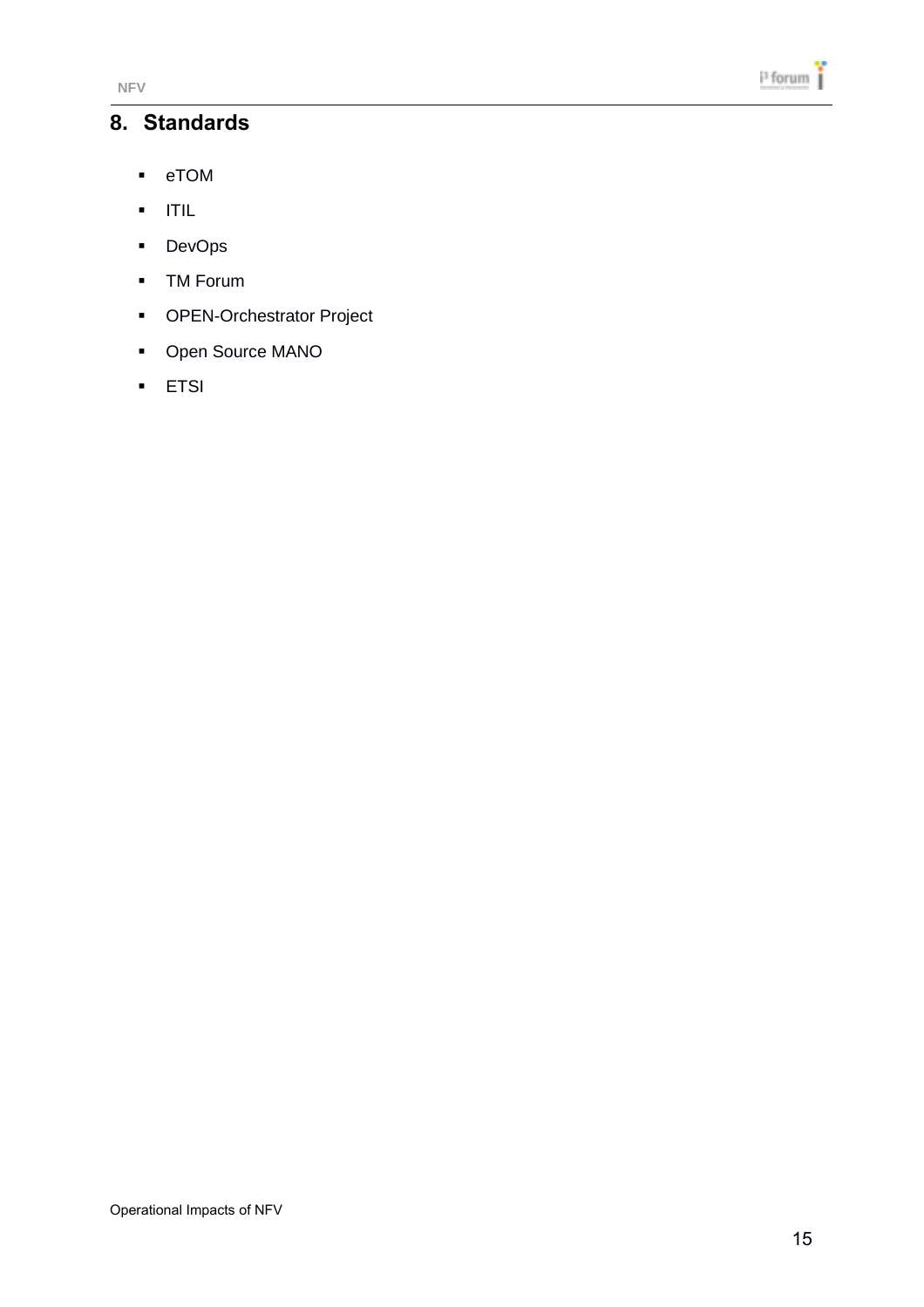# 8. Standards

- eTOM
- ITIL
- DevOps
- TM Forum
- OPEN-Orchestrator Project
- Open Source MANO
- ETSI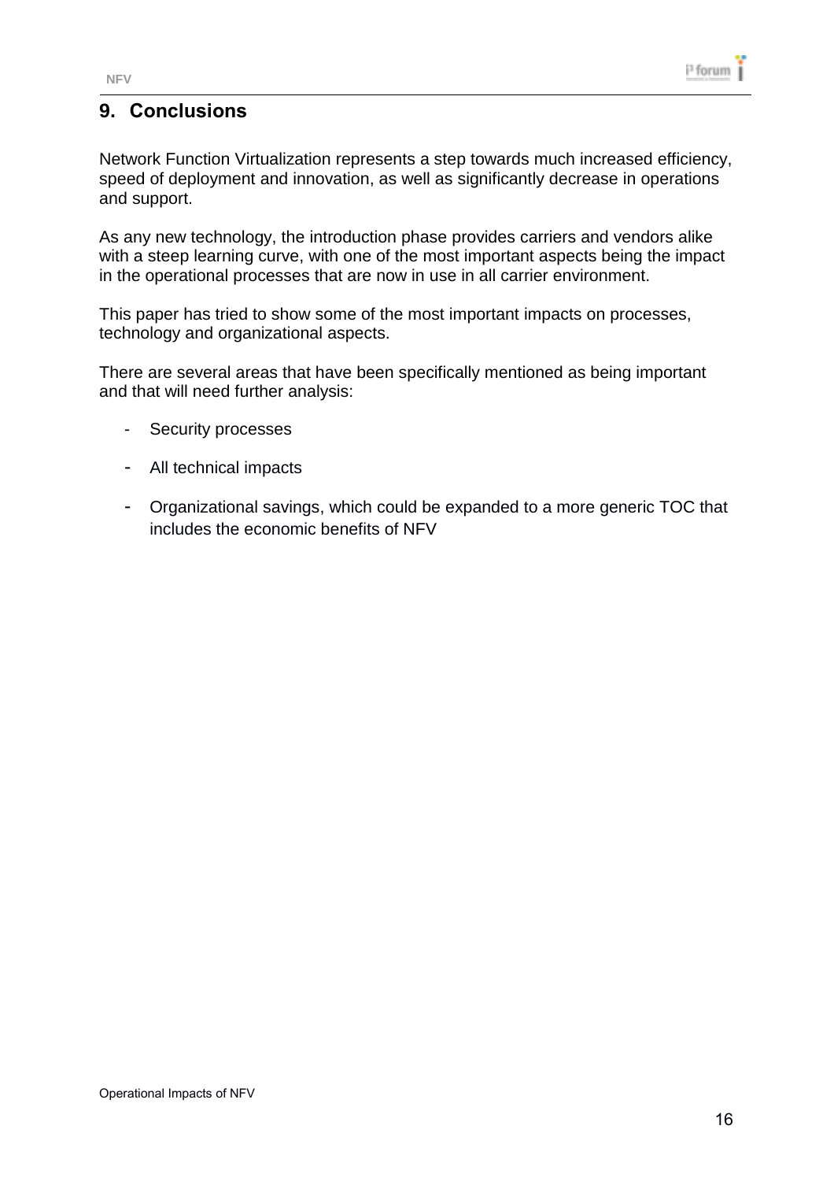## 9. Conclusions

Network Function Virtualization represents a step towards much increased efficiency, speed of deployment and innovation, as well as significantly decrease in operations and support.

As any new technology, the introduction phase provides carriers and vendors alike with a steep learning curve, with one of the most important aspects being the impact in the operational processes that are now in use in all carrier environment.

This paper has tried to show some of the most important impacts on processes, technology and organizational aspects.

There are several areas that have been specifically mentioned as being important and that will need further analysis:

- Security processes
- All technical impacts
- Organizational savings, which could be expanded to a more generic TOC that includes the economic benefits of NFV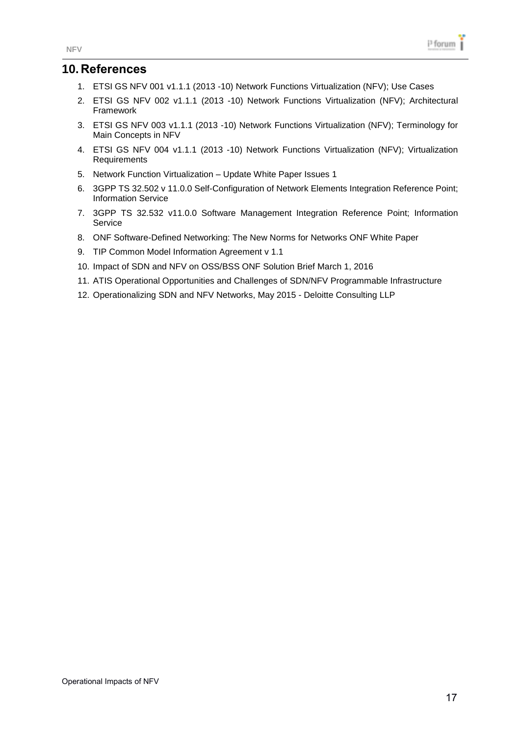# 10. References

1. ETSI GS NFV 001 v1.1.1 (2013 -10) Network Functions Virtualization (NFV); Use Cases
2. ETSI GS NFV 002 v1.1.1 (2013 -10) Network Functions Virtualization (NFV); Architectural Framework
3. ETSI GS NFV 003 v1.1.1 (2013 -10) Network Functions Virtualization (NFV); Terminology for Main Concepts in NFV
4. ETSI GS NFV 004 v1.1.1 (2013 -10) Network Functions Virtualization (NFV); Virtualization Requirements
5. Network Function Virtualization – Update White Paper Issues 1
6. 3GPP TS 32.502 v 11.0.0 Self-Configuration of Network Elements Integration Reference Point; Information Service
7. 3GPP TS 32.532 v11.0.0 Software Management Integration Reference Point; Information Service
8. ONF Software-Defined Networking: The New Norms for Networks ONF White Paper
9. TIP Common Model Information Agreement v 1.1
10. Impact of SDN and NFV on OSS/BSS ONF Solution Brief March 1, 2016
11. ATIS Operational Opportunities and Challenges of SDN/NFV Programmable Infrastructure
12. Operationalizing SDN and NFV Networks, May 2015 - Deloitte Consulting LLP